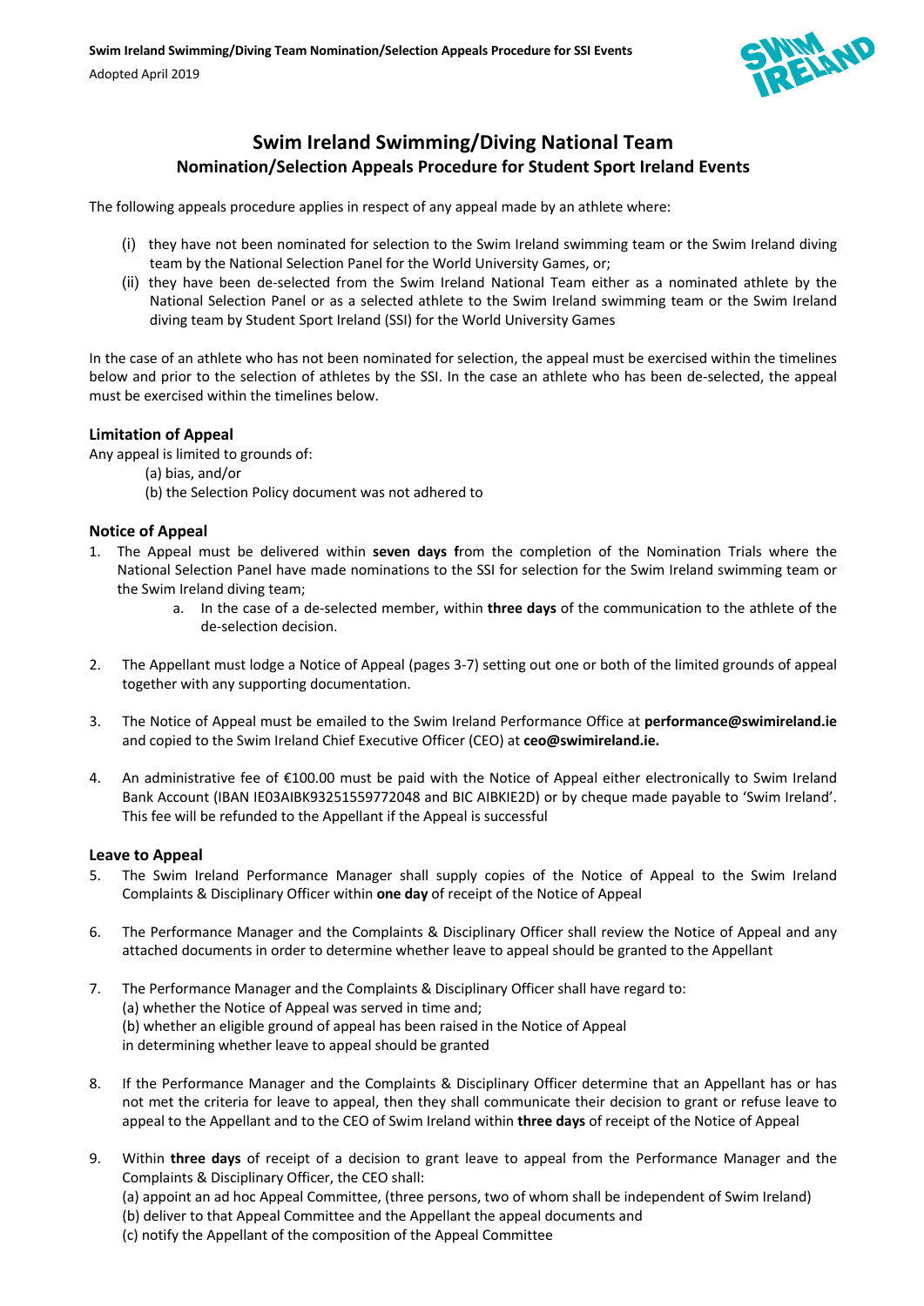# Swim Ireland Swimming/Diving National Team

## Nomination/Selection Appeals Procedure for Student Sport Ireland Events

The following appeals procedure applies in respect of any appeal made by an athlete where:

(i) they have not been nominated for selection to the Swim Ireland swimming team or the Swim Ireland diving team by the National Selection Panel for the World University Games, or;

(ii) they have been de-selected from the Swim Ireland National Team either as a nominated athlete by the National Selection Panel or as a selected athlete to the Swim Ireland swimming team or the Swim Ireland diving team by Student Sport Ireland (SSI) for the World University Games

In the case of an athlete who has not been nominated for selection, the appeal must be exercised within the timelines below and prior to the selection of athletes by the SSI. In the case an athlete who has been de-selected, the appeal must be exercised within the timelines below.

### Limitation of Appeal

Any appeal is limited to grounds of:

(a) bias, and/or

(b) the Selection Policy document was not adhered to

### Notice of Appeal

1. The Appeal must be delivered within **seven days f**rom the completion of the Nomination Trials where the National Selection Panel have made nominations to the SSI for selection for the Swim Ireland swimming team or the Swim Ireland diving team;
    a. In the case of a de-selected member, within **three days** of the communication to the athlete of the de-selection decision.

2. The Appellant must lodge a Notice of Appeal (pages 3-7) setting out one or both of the limited grounds of appeal together with any supporting documentation.

3. The Notice of Appeal must be emailed to the Swim Ireland Performance Office at **performance@swimireland.ie** and copied to the Swim Ireland Chief Executive Officer (CEO) at **ceo@swimireland.ie.**

4. An administrative fee of €100.00 must be paid with the Notice of Appeal either electronically to Swim Ireland Bank Account (IBAN IE03AIBK93251559772048 and BIC AIBKIE2D) or by cheque made payable to 'Swim Ireland'. This fee will be refunded to the Appellant if the Appeal is successful

### Leave to Appeal

5. The Swim Ireland Performance Manager shall supply copies of the Notice of Appeal to the Swim Ireland Complaints & Disciplinary Officer within **one day** of receipt of the Notice of Appeal

6. The Performance Manager and the Complaints & Disciplinary Officer shall review the Notice of Appeal and any attached documents in order to determine whether leave to appeal should be granted to the Appellant

7. The Performance Manager and the Complaints & Disciplinary Officer shall have regard to:
   (a) whether the Notice of Appeal was served in time and;
   (b) whether an eligible ground of appeal has been raised in the Notice of Appeal
   in determining whether leave to appeal should be granted

8. If the Performance Manager and the Complaints & Disciplinary Officer determine that an Appellant has or has not met the criteria for leave to appeal, then they shall communicate their decision to grant or refuse leave to appeal to the Appellant and to the CEO of Swim Ireland within **three days** of receipt of the Notice of Appeal

9. Within **three days** of receipt of a decision to grant leave to appeal from the Performance Manager and the Complaints & Disciplinary Officer, the CEO shall:
   (a) appoint an ad hoc Appeal Committee, (three persons, two of whom shall be independent of Swim Ireland)
   (b) deliver to that Appeal Committee and the Appellant the appeal documents and
   (c) notify the Appellant of the composition of the Appeal Committee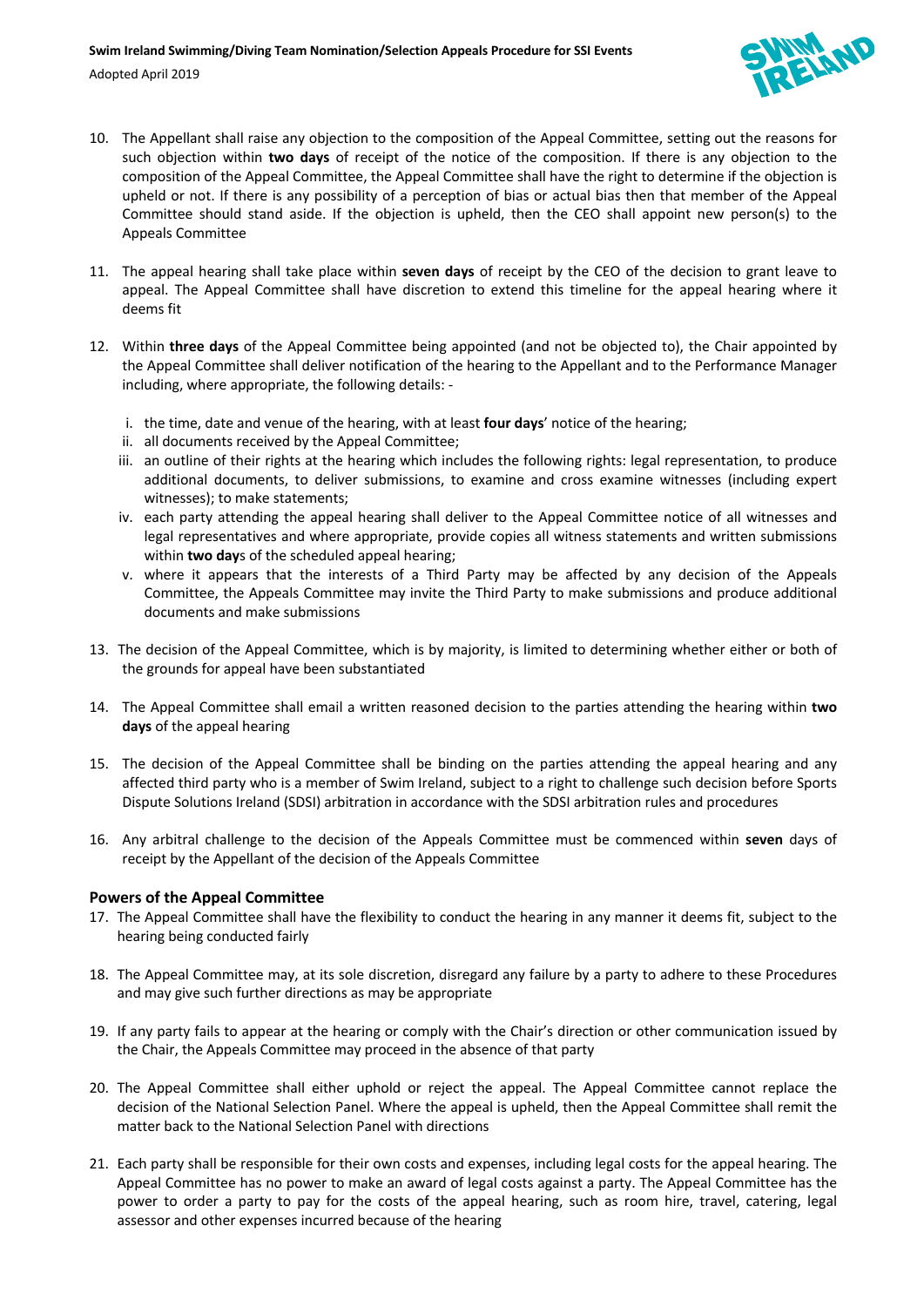10. The Appellant shall raise any objection to the composition of the Appeal Committee, setting out the reasons for such objection within **two days** of receipt of the notice of the composition. If there is any objection to the composition of the Appeal Committee, the Appeal Committee shall have the right to determine if the objection is upheld or not. If there is any possibility of a perception of bias or actual bias then that member of the Appeal Committee should stand aside. If the objection is upheld, then the CEO shall appoint new person(s) to the Appeals Committee

11. The appeal hearing shall take place within **seven days** of receipt by the CEO of the decision to grant leave to appeal. The Appeal Committee shall have discretion to extend this timeline for the appeal hearing where it deems fit

12. Within **three days** of the Appeal Committee being appointed (and not be objected to), the Chair appointed by the Appeal Committee shall deliver notification of the hearing to the Appellant and to the Performance Manager including, where appropriate, the following details: -

    i. the time, date and venue of the hearing, with at least **four days**' notice of the hearing;
    ii. all documents received by the Appeal Committee;
    iii. an outline of their rights at the hearing which includes the following rights: legal representation, to produce additional documents, to deliver submissions, to examine and cross examine witnesses (including expert witnesses); to make statements;
    iv. each party attending the appeal hearing shall deliver to the Appeal Committee notice of all witnesses and legal representatives and where appropriate, provide copies all witness statements and written submissions within **two day**s of the scheduled appeal hearing;
    v. where it appears that the interests of a Third Party may be affected by any decision of the Appeals Committee, the Appeals Committee may invite the Third Party to make submissions and produce additional documents and make submissions

13. The decision of the Appeal Committee, which is by majority, is limited to determining whether either or both of the grounds for appeal have been substantiated

14. The Appeal Committee shall email a written reasoned decision to the parties attending the hearing within **two days** of the appeal hearing

15. The decision of the Appeal Committee shall be binding on the parties attending the appeal hearing and any affected third party who is a member of Swim Ireland, subject to a right to challenge such decision before Sports Dispute Solutions Ireland (SDSI) arbitration in accordance with the SDSI arbitration rules and procedures

16. Any arbitral challenge to the decision of the Appeals Committee must be commenced within **seven** days of receipt by the Appellant of the decision of the Appeals Committee

### Powers of the Appeal Committee

17. The Appeal Committee shall have the flexibility to conduct the hearing in any manner it deems fit, subject to the hearing being conducted fairly

18. The Appeal Committee may, at its sole discretion, disregard any failure by a party to adhere to these Procedures and may give such further directions as may be appropriate

19. If any party fails to appear at the hearing or comply with the Chair's direction or other communication issued by the Chair, the Appeals Committee may proceed in the absence of that party

20. The Appeal Committee shall either uphold or reject the appeal. The Appeal Committee cannot replace the decision of the National Selection Panel. Where the appeal is upheld, then the Appeal Committee shall remit the matter back to the National Selection Panel with directions

21. Each party shall be responsible for their own costs and expenses, including legal costs for the appeal hearing. The Appeal Committee has no power to make an award of legal costs against a party. The Appeal Committee has the power to order a party to pay for the costs of the appeal hearing, such as room hire, travel, catering, legal assessor and other expenses incurred because of the hearing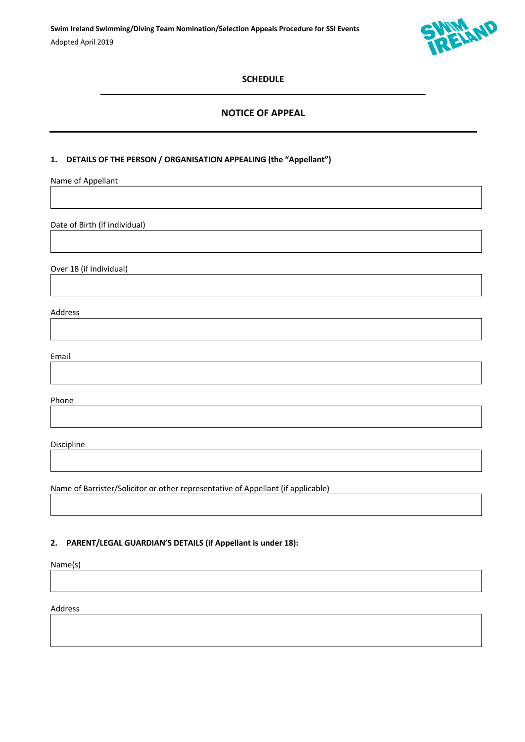## SCHEDULE

## NOTICE OF APPEAL

**1. DETAILS OF THE PERSON / ORGANISATION APPEALING (the "Appellant")**

Name of Appellant

Date of Birth (if individual)

Over 18 (if individual)

Address

Email

Phone

Discipline

Name of Barrister/Solicitor or other representative of Appellant (if applicable)

**2. PARENT/LEGAL GUARDIAN'S DETAILS (if Appellant is under 18):**

Name(s)

Address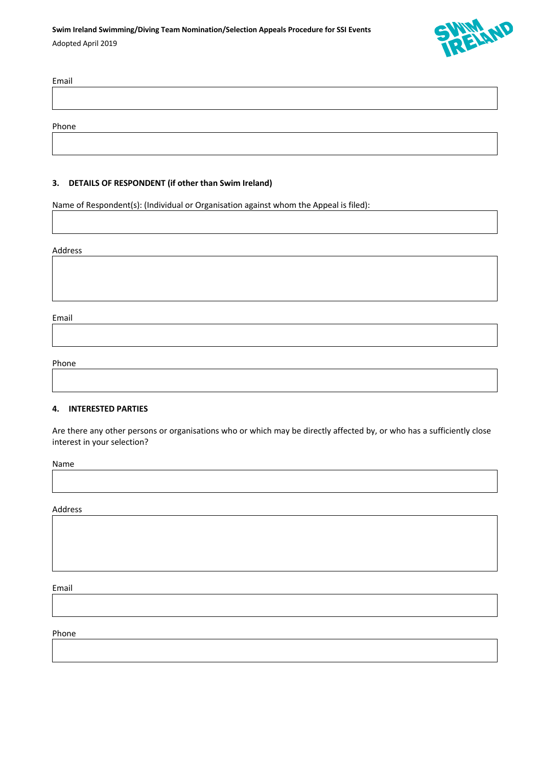Email

Phone

**3. DETAILS OF RESPONDENT (if other than Swim Ireland)**

Name of Respondent(s): (Individual or Organisation against whom the Appeal is filed):

Address

Email

Phone

**4. INTERESTED PARTIES**

Are there any other persons or organisations who or which may be directly affected by, or who has a sufficiently close interest in your selection?

Name

Address

Email

Phone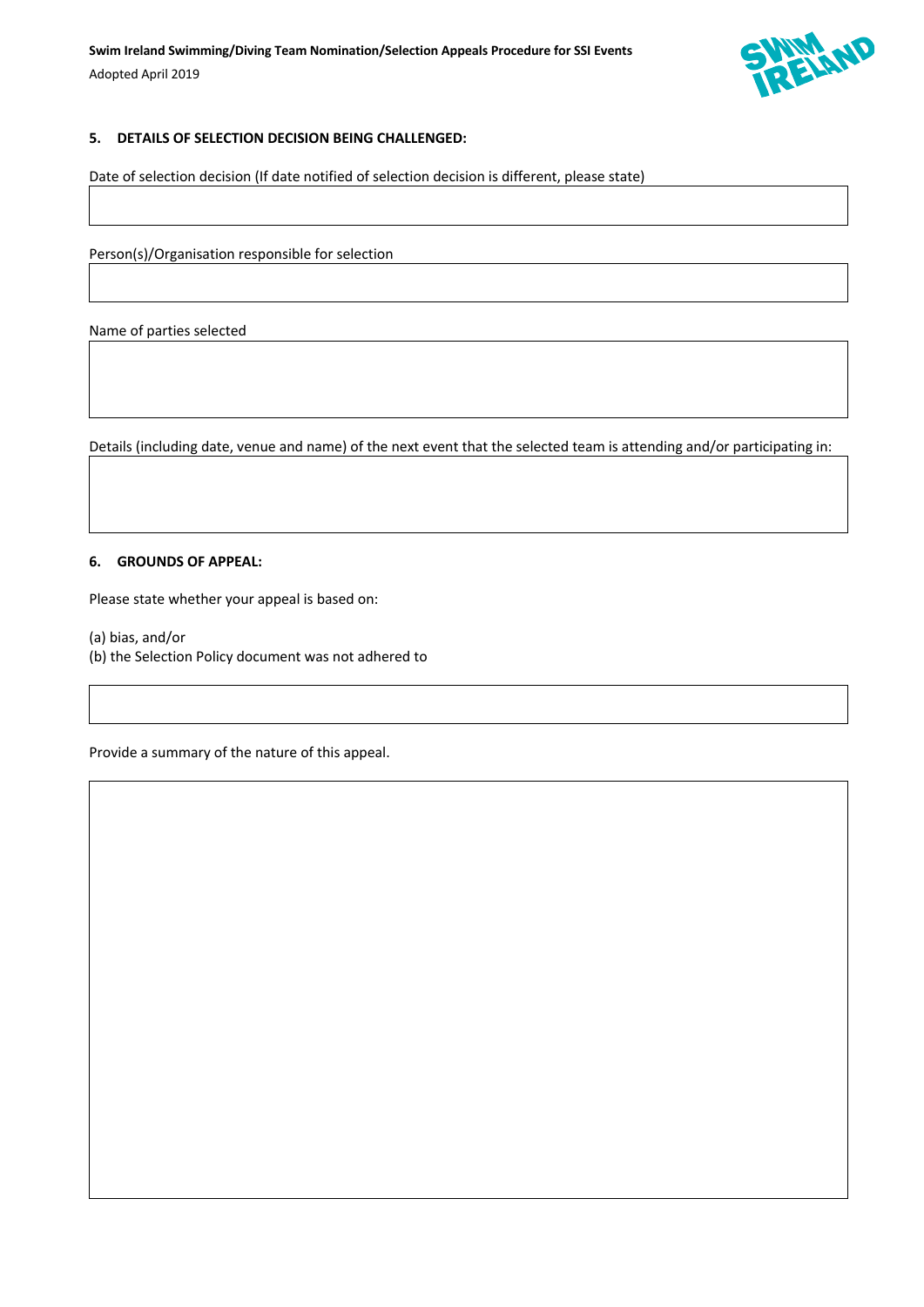### 5. DETAILS OF SELECTION DECISION BEING CHALLENGED:

Date of selection decision (If date notified of selection decision is different, please state)

Person(s)/Organisation responsible for selection

Name of parties selected

Details (including date, venue and name) of the next event that the selected team is attending and/or participating in:

### 6. GROUNDS OF APPEAL:

Please state whether your appeal is based on:

(a) bias, and/or
(b) the Selection Policy document was not adhered to

Provide a summary of the nature of this appeal.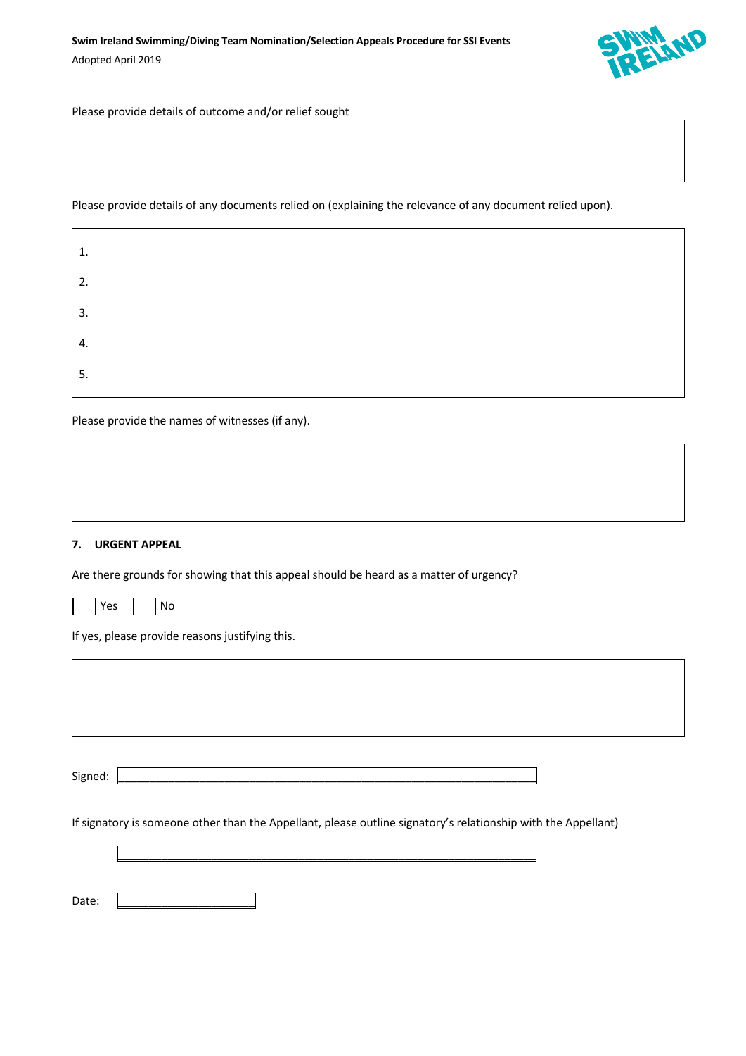Please provide details of outcome and/or relief sought

Please provide details of any documents relied on (explaining the relevance of any document relied upon).

1.

2.

3.

4.

5.

Please provide the names of witnesses (if any).

### 7. URGENT APPEAL

Are there grounds for showing that this appeal should be heard as a matter of urgency?

☐ Yes ☐ No

If yes, please provide reasons justifying this.

Signed: \_\_\_\_\_\_\_\_\_\_\_\_\_\_\_\_\_\_\_\_\_\_\_\_\_\_\_\_\_\_\_\_\_\_\_\_\_\_\_\_\_\_\_\_\_\_\_\_\_\_\_\_\_\_\_\_

If signatory is someone other than the Appellant, please outline signatory's relationship with the Appellant)

\_\_\_\_\_\_\_\_\_\_\_\_\_\_\_\_\_\_\_\_\_\_\_\_\_\_\_\_\_\_\_\_\_\_\_\_\_\_\_\_\_\_\_\_\_\_\_\_\_\_\_\_\_\_\_\_

Date: \_\_\_\_\_\_\_\_\_\_\_\_\_\_\_\_\_\_\_\_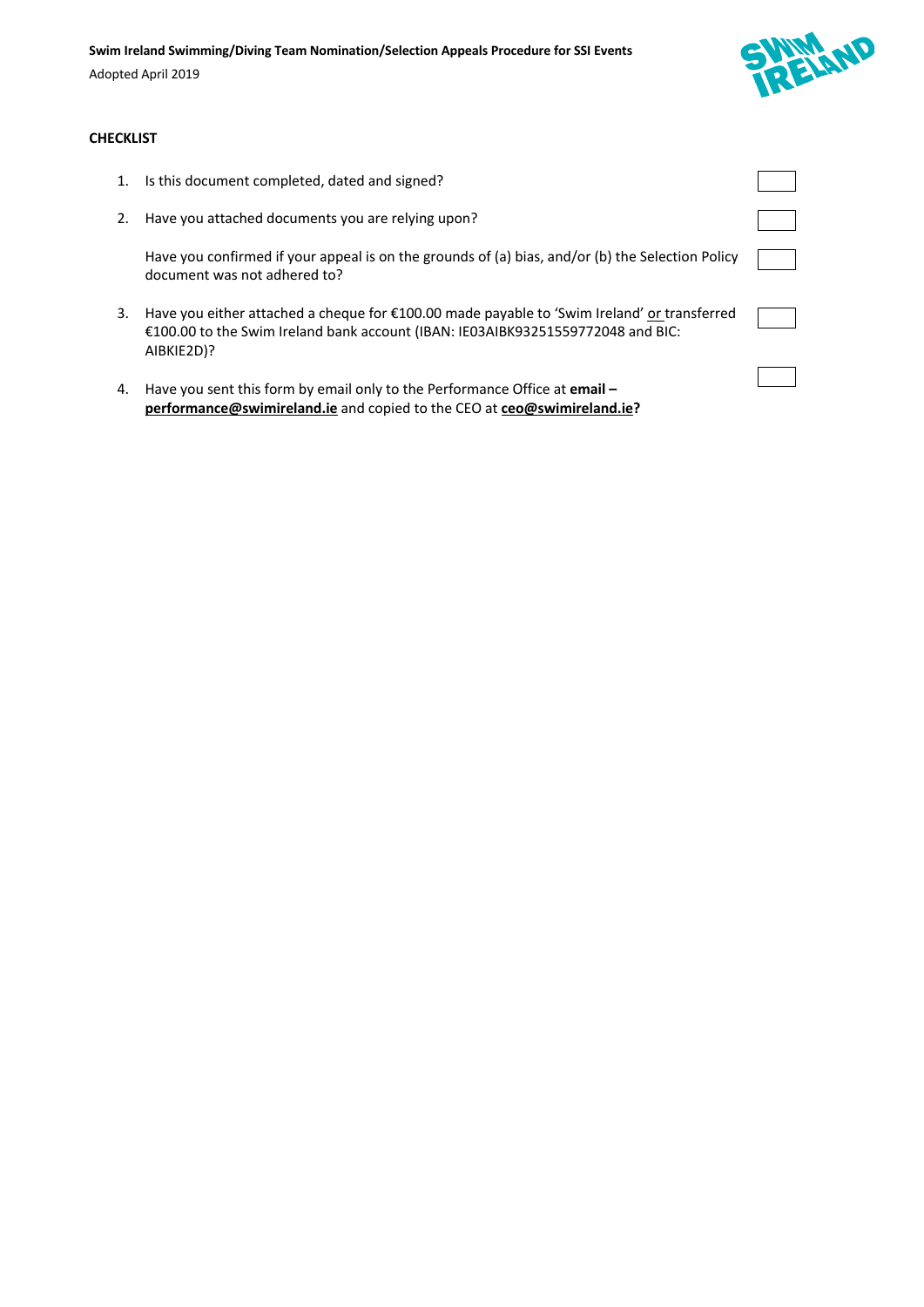**CHECKLIST**

1. Is this document completed, dated and signed? ☐

2. Have you attached documents you are relying upon? ☐

   Have you confirmed if your appeal is on the grounds of (a) bias, and/or (b) the Selection Policy document was not adhered to? ☐

3. Have you either attached a cheque for €100.00 made payable to 'Swim Ireland' or transferred €100.00 to the Swim Ireland bank account (IBAN: IE03AIBK93251559772048 and BIC: AIBKIE2D)? ☐

4. Have you sent this form by email only to the Performance Office at **email – performance@swimireland.ie** and copied to the CEO at **ceo@swimireland.ie?** ☐